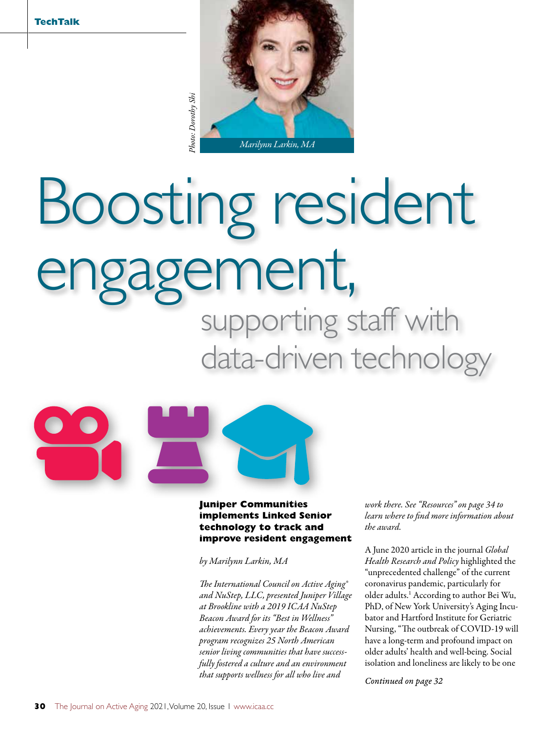Photo: Dorothy Shi

Marilynn Larkin, MA

# Boosting resident engagement,

## supporting staff with data-driven technology

**Juniper Communities implements Linked Senior technology to track and improve resident engagement**

*by Marilynn Larkin, MA*

*The International Council on Active Aging® and NuStep, LLC, presented Juniper Village at Brookline with a 2019 ICAA NuStep Beacon Award for its "Best in Wellness" achievements. Every year the Beacon Award program recognizes 25 North American senior living communities that have successfully fostered a culture and an environment that supports wellness for all who live and work there. See "Resources" on page 34 to learn where to find more information about the award.*

A June 2020 article in the journal *Global Health Research and Policy* highlighted the "unprecedented challenge" of the current coronavirus pandemic, particularly for older adults.[1] According to author Bei Wu, PhD, of New York University's Aging Incubator and Hartford Institute for Geriatric Nursing, "The outbreak of COVID-19 will have a long-term and profound impact on older adults' health and well-being. Social isolation and loneliness are likely to be one

*Continued on page 32*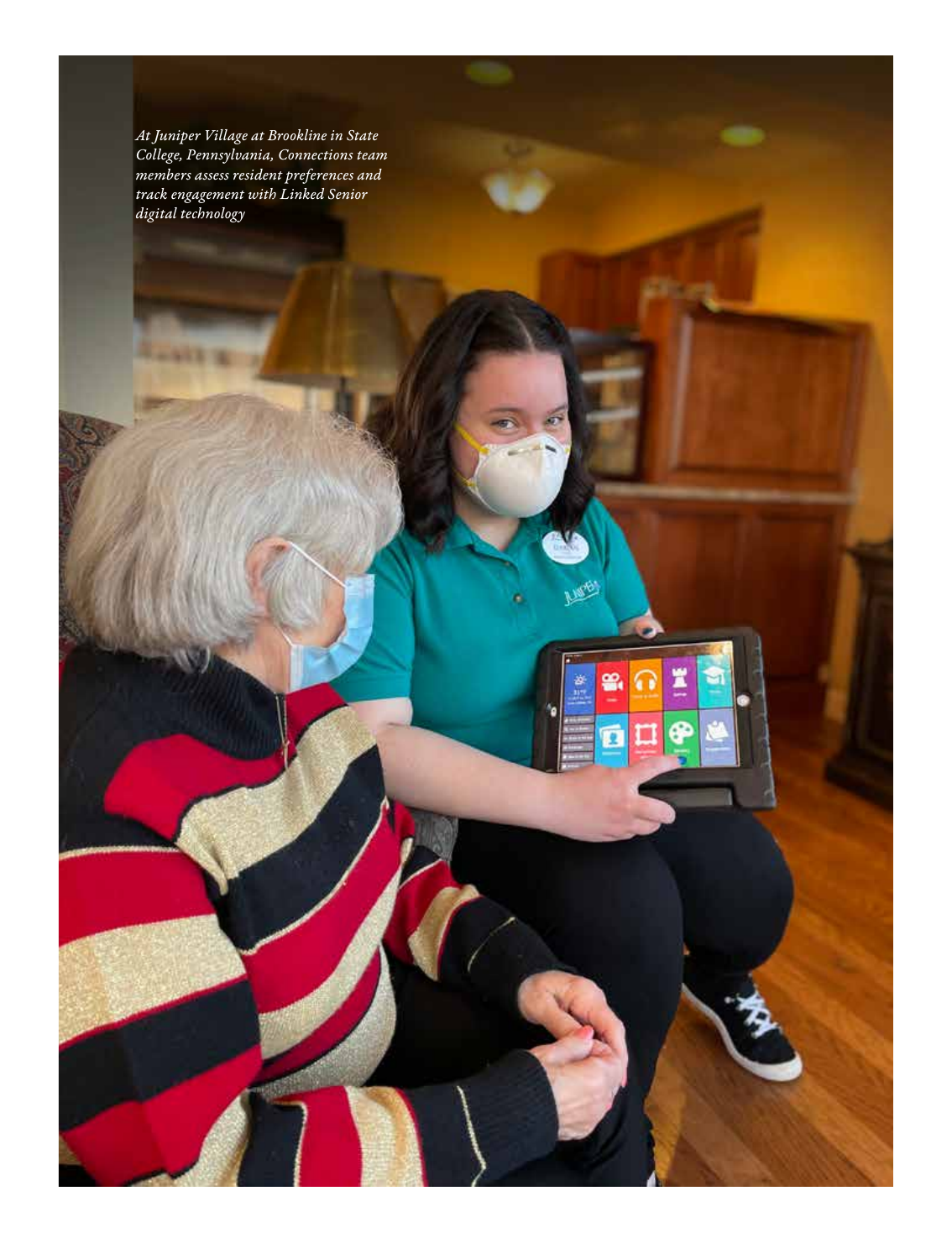*At Juniper Village at Brookline in State College, Pennsylvania, Connections team members assess resident preferences and track engagement with Linked Senior digital technology*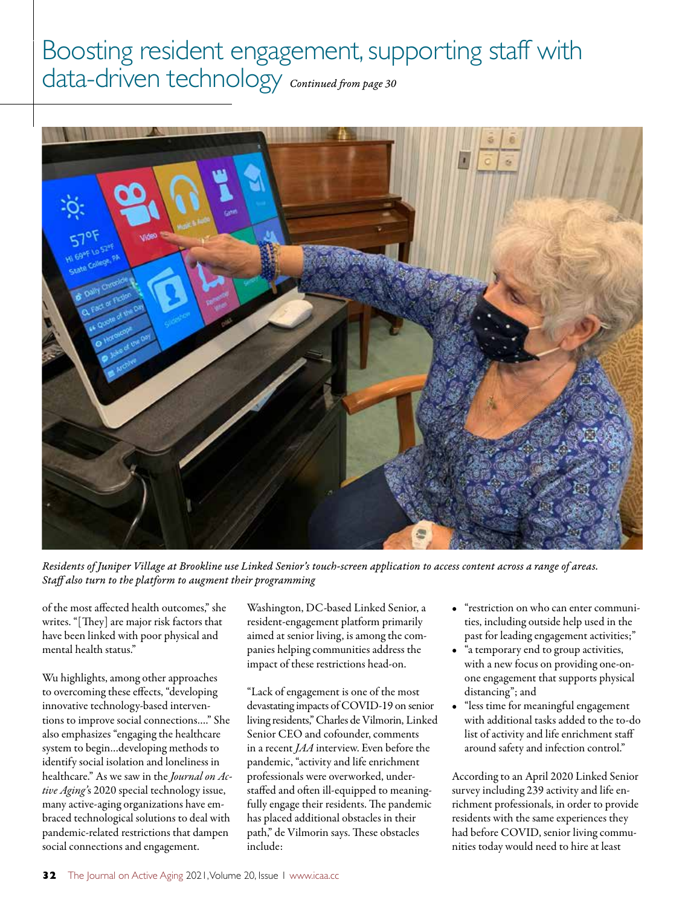# Boosting resident engagement, supporting staff with data-driven technology *Continued from page 30*

*Residents of Juniper Village at Brookline use Linked Senior's touch-screen application to access content across a range of areas. Staff also turn to the platform to augment their programming*

of the most affected health outcomes," she writes. "[They] are major risk factors that have been linked with poor physical and mental health status."

Wu highlights, among other approaches to overcoming these effects, "developing innovative technology-based interventions to improve social connections…." She also emphasizes "engaging the healthcare system to begin…developing methods to identify social isolation and loneliness in healthcare." As we saw in the *Journal on Active Aging's* 2020 special technology issue, many active-aging organizations have embraced technological solutions to deal with pandemic-related restrictions that dampen social connections and engagement.

Washington, DC-based Linked Senior, a resident-engagement platform primarily aimed at senior living, is among the companies helping communities address the impact of these restrictions head-on.

"Lack of engagement is one of the most devastating impacts of COVID-19 on senior living residents," Charles de Vilmorin, Linked Senior CEO and cofounder, comments in a recent *JAA* interview. Even before the pandemic, "activity and life enrichment professionals were overworked, understaffed and often ill-equipped to meaningfully engage their residents. The pandemic has placed additional obstacles in their path," de Vilmorin says. These obstacles include:

- "restriction on who can enter communities, including outside help used in the past for leading engagement activities;"
- "a temporary end to group activities, with a new focus on providing one-on-one engagement that supports physical distancing"; and
- "less time for meaningful engagement with additional tasks added to the to-do list of activity and life enrichment staff around safety and infection control."

According to an April 2020 Linked Senior survey including 239 activity and life enrichment professionals, in order to provide residents with the same experiences they had before COVID, senior living communities today would need to hire at least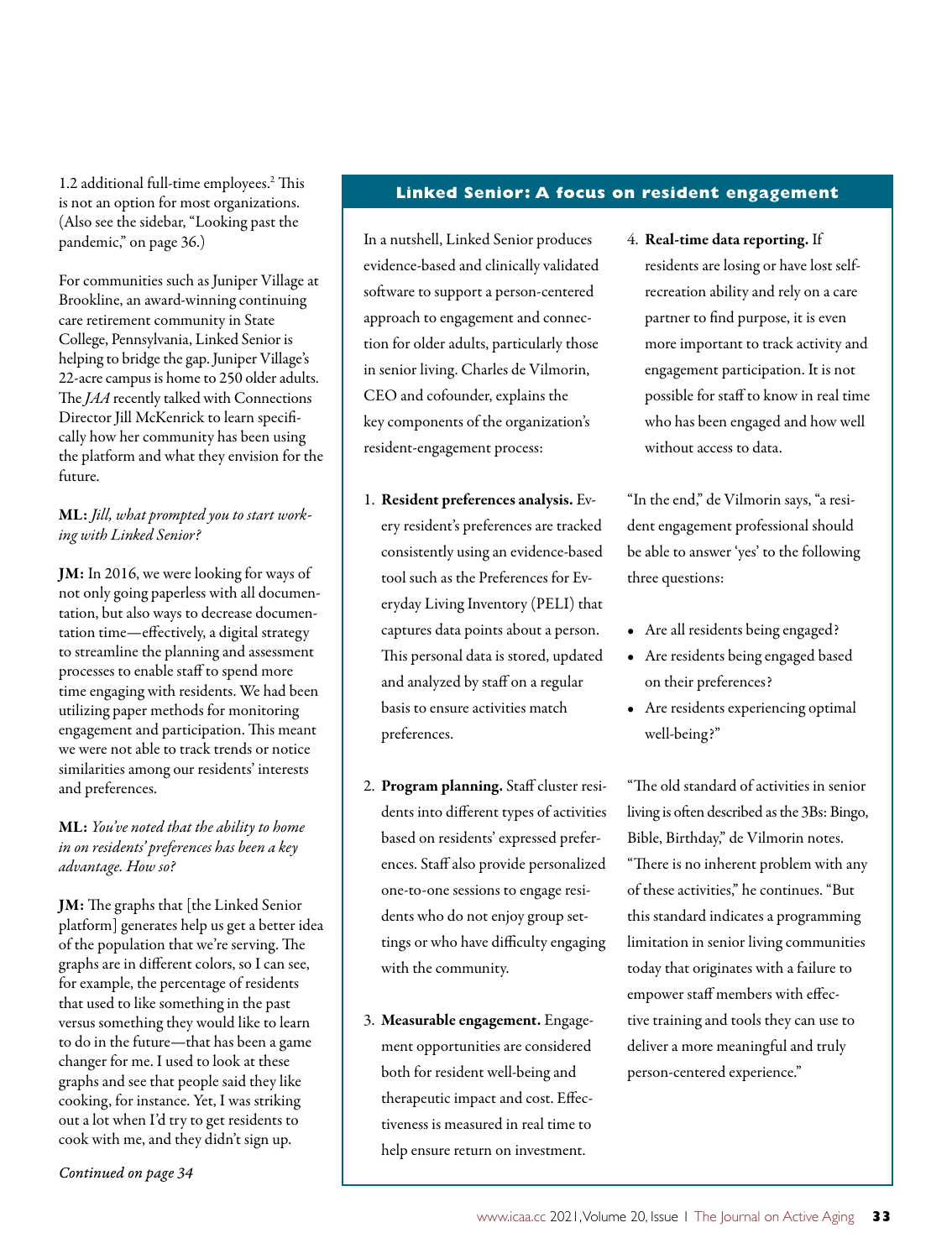1.2 additional full-time employees.[2] This is not an option for most organizations. (Also see the sidebar, "Looking past the pandemic," on page 36.)

For communities such as Juniper Village at Brookline, an award-winning continuing care retirement community in State College, Pennsylvania, Linked Senior is helping to bridge the gap. Juniper Village's 22-acre campus is home to 250 older adults. The *JAA* recently talked with Connections Director Jill McKenrick to learn specifically how her community has been using the platform and what they envision for the future.

**ML:** *Jill, what prompted you to start working with Linked Senior?*

**JM:** In 2016, we were looking for ways of not only going paperless with all documentation, but also ways to decrease documentation time—effectively, a digital strategy to streamline the planning and assessment processes to enable staff to spend more time engaging with residents. We had been utilizing paper methods for monitoring engagement and participation. This meant we were not able to track trends or notice similarities among our residents' interests and preferences.

**ML:** *You've noted that the ability to home in on residents' preferences has been a key advantage. How so?*

**JM:** The graphs that [the Linked Senior platform] generates help us get a better idea of the population that we're serving. The graphs are in different colors, so I can see, for example, the percentage of residents that used to like something in the past versus something they would like to learn to do in the future—that has been a game changer for me. I used to look at these graphs and see that people said they like cooking, for instance. Yet, I was striking out a lot when I'd try to get residents to cook with me, and they didn't sign up.

*Continued on page 34*

## Linked Senior: A focus on resident engagement

In a nutshell, Linked Senior produces evidence-based and clinically validated software to support a person-centered approach to engagement and connection for older adults, particularly those in senior living. Charles de Vilmorin, CEO and cofounder, explains the key components of the organization's resident-engagement process:

1. **Resident preferences analysis.** Every resident's preferences are tracked consistently using an evidence-based tool such as the Preferences for Everyday Living Inventory (PELI) that captures data points about a person. This personal data is stored, updated and analyzed by staff on a regular basis to ensure activities match preferences.

2. **Program planning.** Staff cluster residents into different types of activities based on residents' expressed preferences. Staff also provide personalized one-to-one sessions to engage residents who do not enjoy group settings or who have difficulty engaging with the community.

3. **Measurable engagement.** Engagement opportunities are considered both for resident well-being and therapeutic impact and cost. Effectiveness is measured in real time to help ensure return on investment.

4. **Real-time data reporting.** If residents are losing or have lost self-recreation ability and rely on a care partner to find purpose, it is even more important to track activity and engagement participation. It is not possible for staff to know in real time who has been engaged and how well without access to data.

"In the end," de Vilmorin says, "a resident engagement professional should be able to answer 'yes' to the following three questions:

- Are all residents being engaged?
- Are residents being engaged based on their preferences?
- Are residents experiencing optimal well-being?"

"The old standard of activities in senior living is often described as the 3Bs: Bingo, Bible, Birthday," de Vilmorin notes. "There is no inherent problem with any of these activities," he continues. "But this standard indicates a programming limitation in senior living communities today that originates with a failure to empower staff members with effective training and tools they can use to deliver a more meaningful and truly person-centered experience."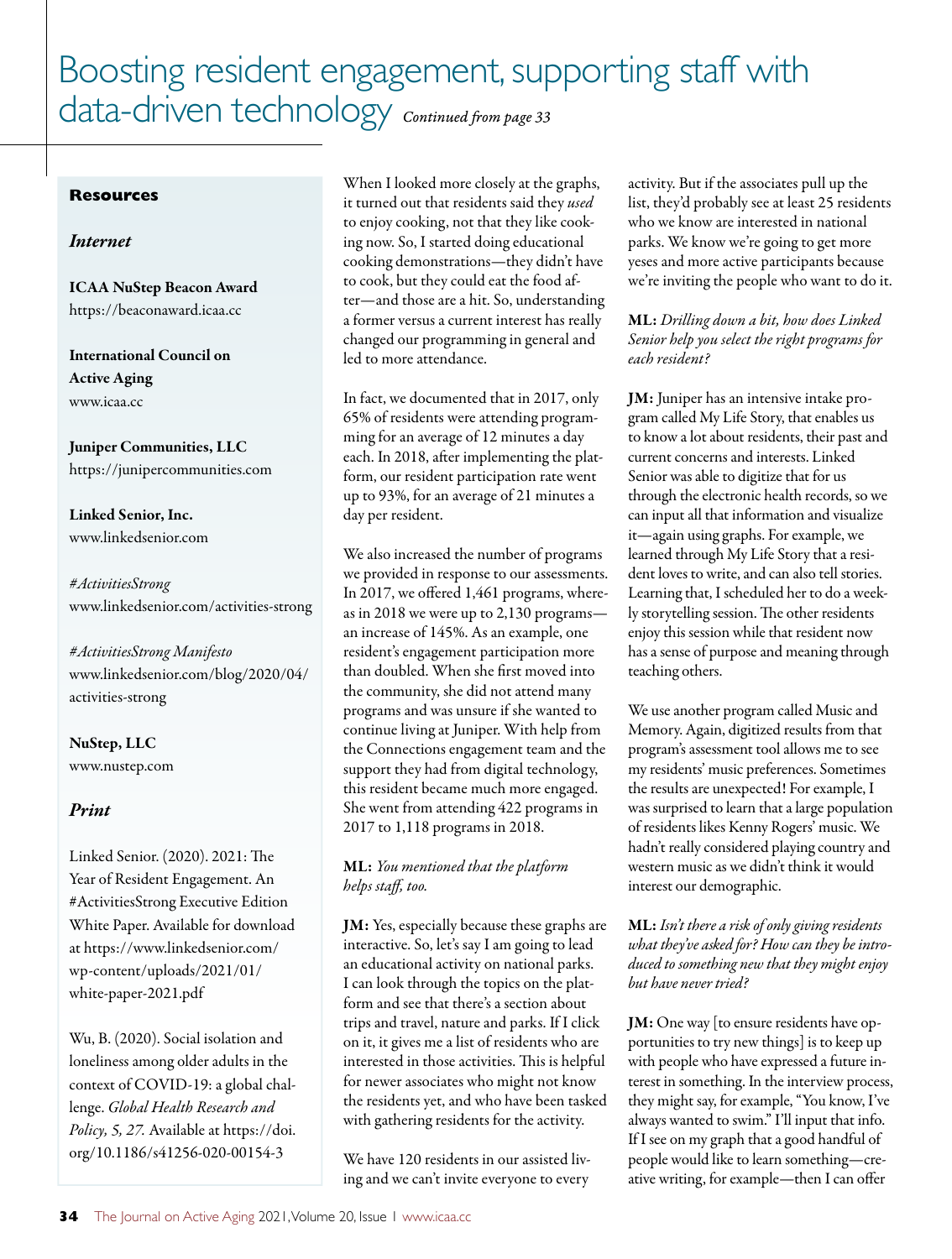# Boosting resident engagement, supporting staff with data-driven technology *Continued from page 33*

When I looked more closely at the graphs, it turned out that residents said they *used* to enjoy cooking, not that they like cooking now. So, I started doing educational cooking demonstrations—they didn't have to cook, but they could eat the food after—and those are a hit. So, understanding a former versus a current interest has really changed our programming in general and led to more attendance.

In fact, we documented that in 2017, only 65% of residents were attending programming for an average of 12 minutes a day each. In 2018, after implementing the platform, our resident participation rate went up to 93%, for an average of 21 minutes a day per resident.

We also increased the number of programs we provided in response to our assessments. In 2017, we offered 1,461 programs, whereas in 2018 we were up to 2,130 programs—an increase of 145%. As an example, one resident's engagement participation more than doubled. When she first moved into the community, she did not attend many programs and was unsure if she wanted to continue living at Juniper. With help from the Connections engagement team and the support they had from digital technology, this resident became much more engaged. She went from attending 422 programs in 2017 to 1,118 programs in 2018.

**ML:** *You mentioned that the platform helps staff, too.*

**JM:** Yes, especially because these graphs are interactive. So, let's say I am going to lead an educational activity on national parks. I can look through the topics on the platform and see that there's a section about trips and travel, nature and parks. If I click on it, it gives me a list of residents who are interested in those activities. This is helpful for newer associates who might not know the residents yet, and who have been tasked with gathering residents for the activity.

We have 120 residents in our assisted living and we can't invite everyone to every activity. But if the associates pull up the list, they'd probably see at least 25 residents who we know are interested in national parks. We know we're going to get more yeses and more active participants because we're inviting the people who want to do it.

**ML:** *Drilling down a bit, how does Linked Senior help you select the right programs for each resident?*

**JM:** Juniper has an intensive intake program called My Life Story, that enables us to know a lot about residents, their past and current concerns and interests. Linked Senior was able to digitize that for us through the electronic health records, so we can input all that information and visualize it—again using graphs. For example, we learned through My Life Story that a resident loves to write, and can also tell stories. Learning that, I scheduled her to do a weekly storytelling session. The other residents enjoy this session while that resident now has a sense of purpose and meaning through teaching others.

We use another program called Music and Memory. Again, digitized results from that program's assessment tool allows me to see my residents' music preferences. Sometimes the results are unexpected! For example, I was surprised to learn that a large population of residents likes Kenny Rogers' music. We hadn't really considered playing country and western music as we didn't think it would interest our demographic.

**ML:** *Isn't there a risk of only giving residents what they've asked for? How can they be introduced to something new that they might enjoy but have never tried?*

**JM:** One way [to ensure residents have opportunities to try new things] is to keep up with people who have expressed a future interest in something. In the interview process, they might say, for example, "You know, I've always wanted to swim." I'll input that info. If I see on my graph that a good handful of people would like to learn something—creative writing, for example—then I can offer

---

**Resources**

***Internet***

**ICAA NuStep Beacon Award**
https://beaconaward.icaa.cc

**International Council on Active Aging**
www.icaa.cc

**Juniper Communities, LLC**
https://junipercommunities.com

**Linked Senior, Inc.**
www.linkedsenior.com

*#ActivitiesStrong*
www.linkedsenior.com/activities-strong

*#ActivitiesStrong Manifesto*
www.linkedsenior.com/blog/2020/04/activities-strong

**NuStep, LLC**
www.nustep.com

***Print***

Linked Senior. (2020). 2021: The Year of Resident Engagement. An #ActivitiesStrong Executive Edition White Paper. Available for download at https://www.linkedsenior.com/wp-content/uploads/2021/01/white-paper-2021.pdf

Wu, B. (2020). Social isolation and loneliness among older adults in the context of COVID-19: a global challenge. *Global Health Research and Policy, 5, 27.* Available at https://doi.org/10.1186/s41256-020-00154-3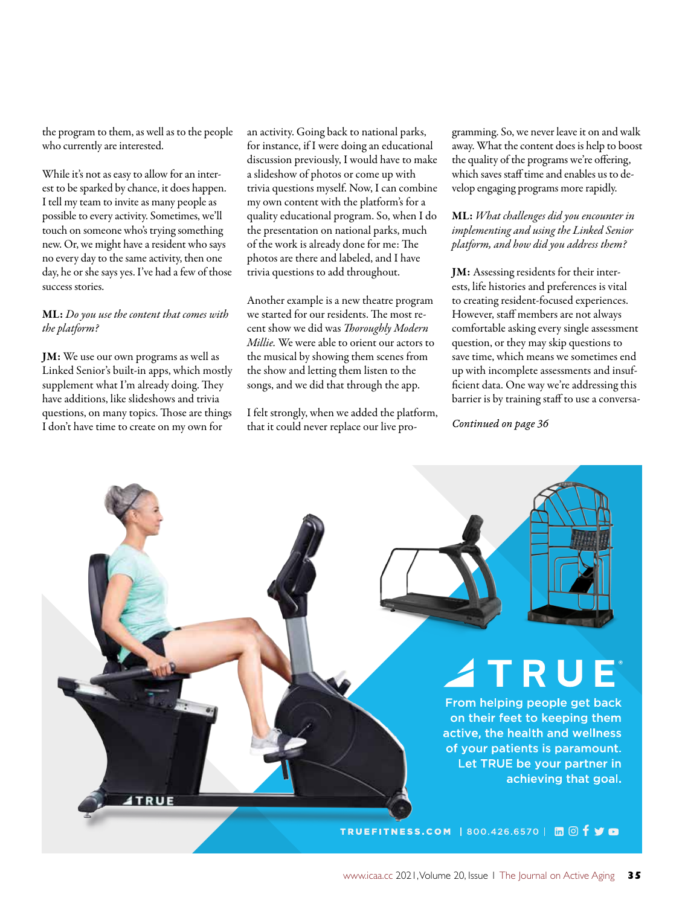the program to them, as well as to the people who currently are interested.

While it's not as easy to allow for an interest to be sparked by chance, it does happen. I tell my team to invite as many people as possible to every activity. Sometimes, we'll touch on someone who's trying something new. Or, we might have a resident who says no every day to the same activity, then one day, he or she says yes. I've had a few of those success stories.

**ML:** *Do you use the content that comes with the platform?*

**JM:** We use our own programs as well as Linked Senior's built-in apps, which mostly supplement what I'm already doing. They have additions, like slideshows and trivia questions, on many topics. Those are things I don't have time to create on my own for an activity. Going back to national parks, for instance, if I were doing an educational discussion previously, I would have to make a slideshow of photos or come up with trivia questions myself. Now, I can combine my own content with the platform's for a quality educational program. So, when I do the presentation on national parks, much of the work is already done for me: The photos are there and labeled, and I have trivia questions to add throughout.

Another example is a new theatre program we started for our residents. The most recent show we did was *Thoroughly Modern Millie*. We were able to orient our actors to the musical by showing them scenes from the show and letting them listen to the songs, and we did that through the app.

I felt strongly, when we added the platform, that it could never replace our live programming. So, we never leave it on and walk away. What the content does is help to boost the quality of the programs we're offering, which saves staff time and enables us to develop engaging programs more rapidly.

**ML:** *What challenges did you encounter in implementing and using the Linked Senior platform, and how did you address them?*

**JM:** Assessing residents for their interests, life histories and preferences is vital to creating resident-focused experiences. However, staff members are not always comfortable asking every single assessment question, or they may skip questions to save time, which means we sometimes end up with incomplete assessments and insufficient data. One way we're addressing this barrier is by training staff to use a conversa-

*Continued on page 36*

TRUE

From helping people get back on their feet to keeping them active, the health and wellness of your patients is paramount. Let TRUE be your partner in achieving that goal.

TRUEFITNESS.COM | 800.426.6570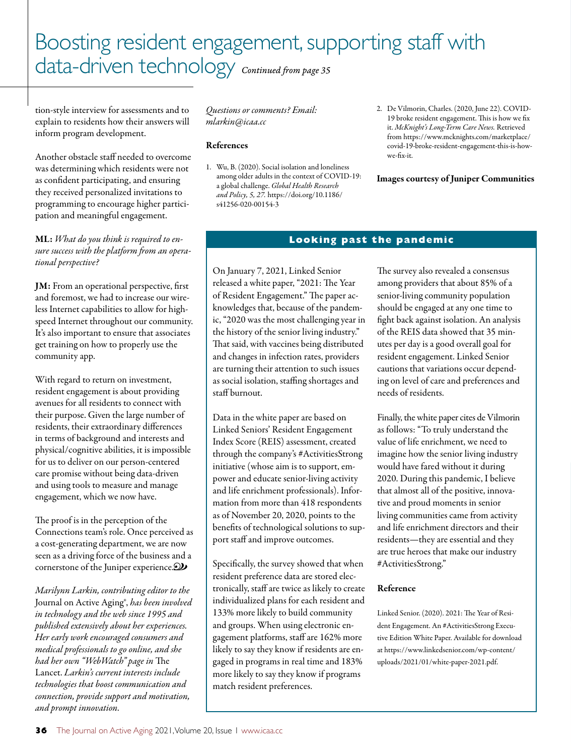# Boosting resident engagement, supporting staff with data-driven technology *Continued from page 35*

tion-style interview for assessments and to explain to residents how their answers will inform program development.

Another obstacle staff needed to overcome was determining which residents were not as confident participating, and ensuring they received personalized invitations to programming to encourage higher participation and meaningful engagement.

**ML:** *What do you think is required to ensure success with the platform from an operational perspective?*

**JM:** From an operational perspective, first and foremost, we had to increase our wireless Internet capabilities to allow for high-speed Internet throughout our community. It's also important to ensure that associates get training on how to properly use the community app.

With regard to return on investment, resident engagement is about providing avenues for all residents to connect with their purpose. Given the large number of residents, their extraordinary differences in terms of background and interests and physical/cognitive abilities, it is impossible for us to deliver on our person-centered care promise without being data-driven and using tools to measure and manage engagement, which we now have.

The proof is in the perception of the Connections team's role. Once perceived as a cost-generating department, we are now seen as a driving force of the business and a cornerstone of the Juniper experience.

*Marilynn Larkin, contributing editor to the* Journal on Active Aging®*, has been involved in technology and the web since 1995 and published extensively about her experiences. Her early work encouraged consumers and medical professionals to go online, and she had her own "WebWatch" page in* The Lancet*. Larkin's current interests include technologies that boost communication and connection, provide support and motivation, and prompt innovation.*

*Questions or comments? Email: mlarkin@icaa.cc*

### References

1. Wu, B. (2020). Social isolation and loneliness among older adults in the context of COVID-19: a global challenge. *Global Health Research and Policy, 5, 27.* https://doi.org/10.1186/s41256-020-00154-3
2. De Vilmorin, Charles. (2020, June 22). COVID-19 broke resident engagement. This is how we fix it. *McKnight's Long-Term Care News.* Retrieved from https://www.mcknights.com/marketplace/covid-19-broke-resident-engagement-this-is-how-we-fix-it.

**Images courtesy of Juniper Communities**

## Looking past the pandemic

On January 7, 2021, Linked Senior released a white paper, "2021: The Year of Resident Engagement." The paper acknowledges that, because of the pandemic, "2020 was the most challenging year in the history of the senior living industry." That said, with vaccines being distributed and changes in infection rates, providers are turning their attention to such issues as social isolation, staffing shortages and staff burnout.

Data in the white paper are based on Linked Seniors' Resident Engagement Index Score (REIS) assessment, created through the company's #ActivitiesStrong initiative (whose aim is to support, empower and educate senior-living activity and life enrichment professionals). Information from more than 418 respondents as of November 20, 2020, points to the benefits of technological solutions to support staff and improve outcomes.

Specifically, the survey showed that when resident preference data are stored electronically, staff are twice as likely to create individualized plans for each resident and 133% more likely to build community and groups. When using electronic engagement platforms, staff are 162% more likely to say they know if residents are engaged in programs in real time and 183% more likely to say they know if programs match resident preferences.

The survey also revealed a consensus among providers that about 85% of a senior-living community population should be engaged at any one time to fight back against isolation. An analysis of the REIS data showed that 35 minutes per day is a good overall goal for resident engagement. Linked Senior cautions that variations occur depending on level of care and preferences and needs of residents.

Finally, the white paper cites de Vilmorin as follows: "To truly understand the value of life enrichment, we need to imagine how the senior living industry would have fared without it during 2020. During this pandemic, I believe that almost all of the positive, innovative and proud moments in senior living communities came from activity and life enrichment directors and their residents—they are essential and they are true heroes that make our industry #ActivitiesStrong."

### Reference

Linked Senior. (2020). 2021: The Year of Resident Engagement. An #ActivitiesStrong Executive Edition White Paper. Available for download at https://www.linkedsenior.com/wp-content/uploads/2021/01/white-paper-2021.pdf.